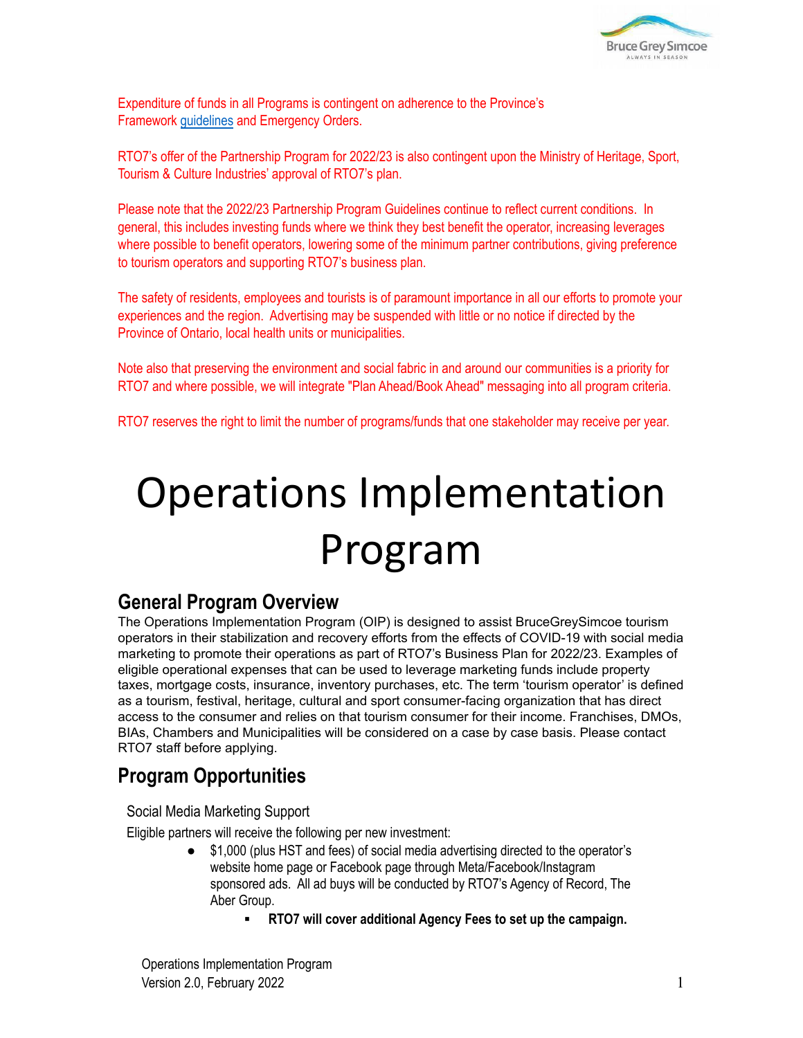Expenditure of funds in all Programs is contingent on adherence to the Province's Framework guidelines and Emergency Orders.

RTO7's offer of the Partnership Program for 2022/23 is also contingent upon the Ministry of Heritage, Sport, Tourism & Culture Industries' approval of RTO7's plan.

Please note that the 2022/23 Partnership Program Guidelines continue to reflect current conditions. In general, this includes investing funds where we think they best benefit the operator, increasing leverages where possible to benefit operators, lowering some of the minimum partner contributions, giving preference to tourism operators and supporting RTO7's business plan.

The safety of residents, employees and tourists is of paramount importance in all our efforts to promote your experiences and the region. Advertising may be suspended with little or no notice if directed by the Province of Ontario, local health units or municipalities.

Note also that preserving the environment and social fabric in and around our communities is a priority for RTO7 and where possible, we will integrate "Plan Ahead/Book Ahead" messaging into all program criteria.

RTO7 reserves the right to limit the number of programs/funds that one stakeholder may receive per year.

# Operations Implementation Program

## General Program Overview

The Operations Implementation Program (OIP) is designed to assist BruceGreySimcoe tourism operators in their stabilization and recovery efforts from the effects of COVID-19 with social media marketing to promote their operations as part of RTO7's Business Plan for 2022/23. Examples of eligible operational expenses that can be used to leverage marketing funds include property taxes, mortgage costs, insurance, inventory purchases, etc. The term 'tourism operator' is defined as a tourism, festival, heritage, cultural and sport consumer-facing organization that has direct access to the consumer and relies on that tourism consumer for their income. Franchises, DMOs, BIAs, Chambers and Municipalities will be considered on a case by case basis. Please contact RTO7 staff before applying.

## Program Opportunities

### Social Media Marketing Support

Eligible partners will receive the following per new investment:

- $1,000 (plus HST and fees) of social media advertising directed to the operator's website home page or Facebook page through Meta/Facebook/Instagram sponsored ads. All ad buys will be conducted by RTO7's Agency of Record, The Aber Group.
    - **RTO7 will cover additional Agency Fees to set up the campaign.**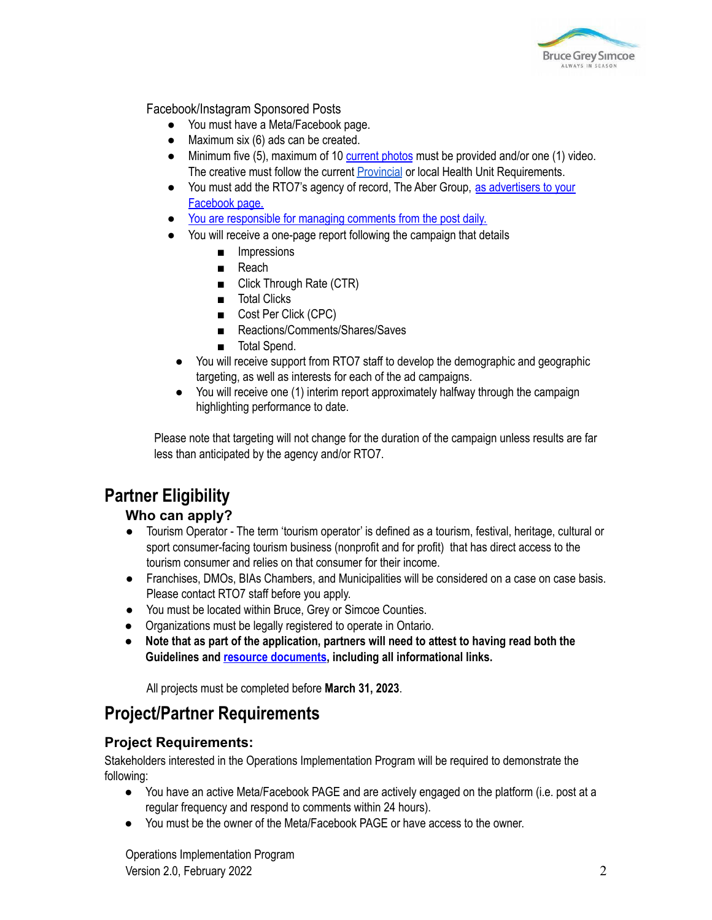Facebook/Instagram Sponsored Posts

- You must have a Meta/Facebook page.
- Maximum six (6) ads can be created.
- Minimum five (5), maximum of 10 current photos must be provided and/or one (1) video. The creative must follow the current Provincial or local Health Unit Requirements.
- You must add the RTO7's agency of record, The Aber Group, as advertisers to your Facebook page.
- You are responsible for managing comments from the post daily.
- You will receive a one-page report following the campaign that details
    - Impressions
    - Reach
    - Click Through Rate (CTR)
    - Total Clicks
    - Cost Per Click (CPC)
    - Reactions/Comments/Shares/Saves
    - Total Spend.
- You will receive support from RTO7 staff to develop the demographic and geographic targeting, as well as interests for each of the ad campaigns.
- You will receive one (1) interim report approximately halfway through the campaign highlighting performance to date.

Please note that targeting will not change for the duration of the campaign unless results are far less than anticipated by the agency and/or RTO7.

# Partner Eligibility

## Who can apply?

- Tourism Operator - The term 'tourism operator' is defined as a tourism, festival, heritage, cultural or sport consumer-facing tourism business (nonprofit and for profit) that has direct access to the tourism consumer and relies on that consumer for their income.
- Franchises, DMOs, BIAs Chambers, and Municipalities will be considered on a case on case basis. Please contact RTO7 staff before you apply.
- You must be located within Bruce, Grey or Simcoe Counties.
- Organizations must be legally registered to operate in Ontario.
- **Note that as part of the application, partners will need to attest to having read both the Guidelines and resource documents, including all informational links.**

All projects must be completed before **March 31, 2023**.

# Project/Partner Requirements

## Project Requirements:

Stakeholders interested in the Operations Implementation Program will be required to demonstrate the following:

- You have an active Meta/Facebook PAGE and are actively engaged on the platform (i.e. post at a regular frequency and respond to comments within 24 hours).
- You must be the owner of the Meta/Facebook PAGE or have access to the owner.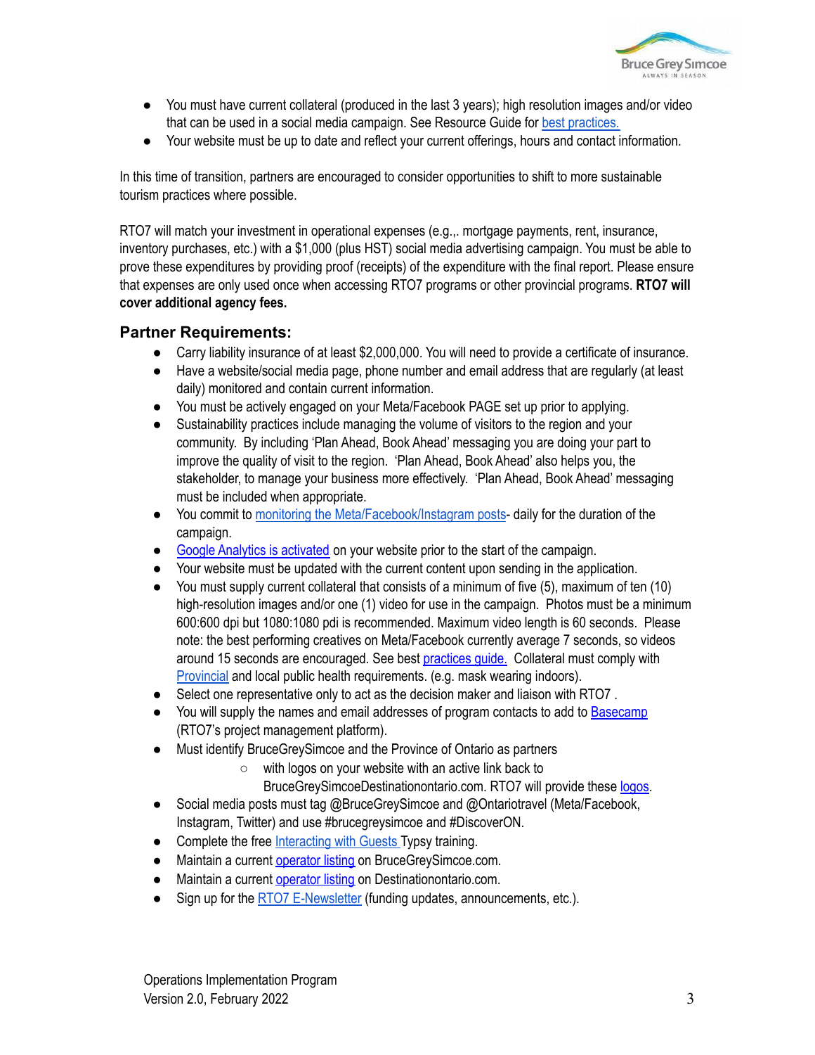- You must have current collateral (produced in the last 3 years); high resolution images and/or video that can be used in a social media campaign. See Resource Guide for best practices.
- Your website must be up to date and reflect your current offerings, hours and contact information.

In this time of transition, partners are encouraged to consider opportunities to shift to more sustainable tourism practices where possible.

RTO7 will match your investment in operational expenses (e.g.,. mortgage payments, rent, insurance, inventory purchases, etc.) with a $1,000 (plus HST) social media advertising campaign. You must be able to prove these expenditures by providing proof (receipts) of the expenditure with the final report. Please ensure that expenses are only used once when accessing RTO7 programs or other provincial programs. **RTO7 will cover additional agency fees.**

## Partner Requirements:

- Carry liability insurance of at least $2,000,000. You will need to provide a certificate of insurance.
- Have a website/social media page, phone number and email address that are regularly (at least daily) monitored and contain current information.
- You must be actively engaged on your Meta/Facebook PAGE set up prior to applying.
- Sustainability practices include managing the volume of visitors to the region and your community. By including 'Plan Ahead, Book Ahead' messaging you are doing your part to improve the quality of visit to the region. 'Plan Ahead, Book Ahead' also helps you, the stakeholder, to manage your business more effectively. 'Plan Ahead, Book Ahead' messaging must be included when appropriate.
- You commit to monitoring the Meta/Facebook/Instagram posts- daily for the duration of the campaign.
- Google Analytics is activated on your website prior to the start of the campaign.
- Your website must be updated with the current content upon sending in the application.
- You must supply current collateral that consists of a minimum of five (5), maximum of ten (10) high-resolution images and/or one (1) video for use in the campaign. Photos must be a minimum 600:600 dpi but 1080:1080 pdi is recommended. Maximum video length is 60 seconds. Please note: the best performing creatives on Meta/Facebook currently average 7 seconds, so videos around 15 seconds are encouraged. See best practices guide. Collateral must comply with Provincial and local public health requirements. (e.g. mask wearing indoors).
- Select one representative only to act as the decision maker and liaison with RTO7 .
- You will supply the names and email addresses of program contacts to add to Basecamp (RTO7's project management platform).
- Must identify BruceGreySimcoe and the Province of Ontario as partners
  - with logos on your website with an active link back to BruceGreySimcoeDestinationontario.com. RTO7 will provide these logos.
- Social media posts must tag @BruceGreySimcoe and @Ontariotravel (Meta/Facebook, Instagram, Twitter) and use #brucegreysimcoe and #DiscoverON.
- Complete the free Interacting with Guests Typsy training.
- Maintain a current operator listing on BruceGreySimcoe.com.
- Maintain a current operator listing on Destinationontario.com.
- Sign up for the RTO7 E-Newsletter (funding updates, announcements, etc.).

Operations Implementation Program
Version 2.0, February 2022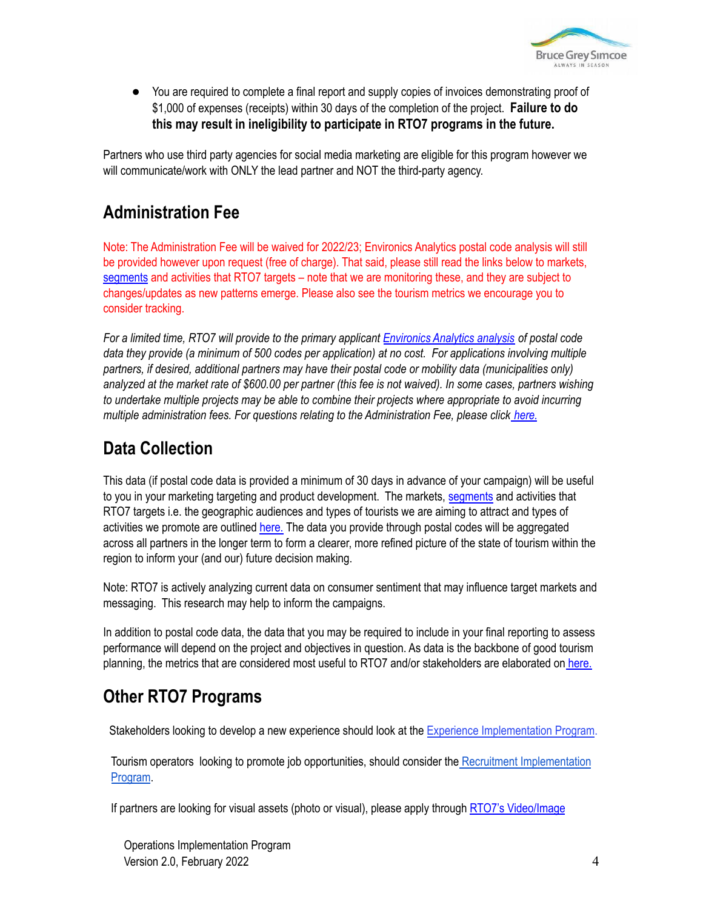- You are required to complete a final report and supply copies of invoices demonstrating proof of $1,000 of expenses (receipts) within 30 days of the completion of the project. **Failure to do this may result in ineligibility to participate in RTO7 programs in the future.**

Partners who use third party agencies for social media marketing are eligible for this program however we will communicate/work with ONLY the lead partner and NOT the third-party agency.

## Administration Fee

Note: The Administration Fee will be waived for 2022/23; Environics Analytics postal code analysis will still be provided however upon request (free of charge). That said, please still read the links below to markets, segments and activities that RTO7 targets – note that we are monitoring these, and they are subject to changes/updates as new patterns emerge. Please also see the tourism metrics we encourage you to consider tracking.

*For a limited time, RTO7 will provide to the primary applicant Environics Analytics analysis of postal code data they provide (a minimum of 500 codes per application) at no cost. For applications involving multiple partners, if desired, additional partners may have their postal code or mobility data (municipalities only) analyzed at the market rate of $600.00 per partner (this fee is not waived). In some cases, partners wishing to undertake multiple projects may be able to combine their projects where appropriate to avoid incurring multiple administration fees. For questions relating to the Administration Fee, please click here.*

## Data Collection

This data (if postal code data is provided a minimum of 30 days in advance of your campaign) will be useful to you in your marketing targeting and product development. The markets, segments and activities that RTO7 targets i.e. the geographic audiences and types of tourists we are aiming to attract and types of activities we promote are outlined here. The data you provide through postal codes will be aggregated across all partners in the longer term to form a clearer, more refined picture of the state of tourism within the region to inform your (and our) future decision making.

Note: RTO7 is actively analyzing current data on consumer sentiment that may influence target markets and messaging. This research may help to inform the campaigns.

In addition to postal code data, the data that you may be required to include in your final reporting to assess performance will depend on the project and objectives in question. As data is the backbone of good tourism planning, the metrics that are considered most useful to RTO7 and/or stakeholders are elaborated on here.

## Other RTO7 Programs

Stakeholders looking to develop a new experience should look at the Experience Implementation Program.

Tourism operators looking to promote job opportunities, should consider the Recruitment Implementation Program.

If partners are looking for visual assets (photo or visual), please apply through RTO7's Video/Image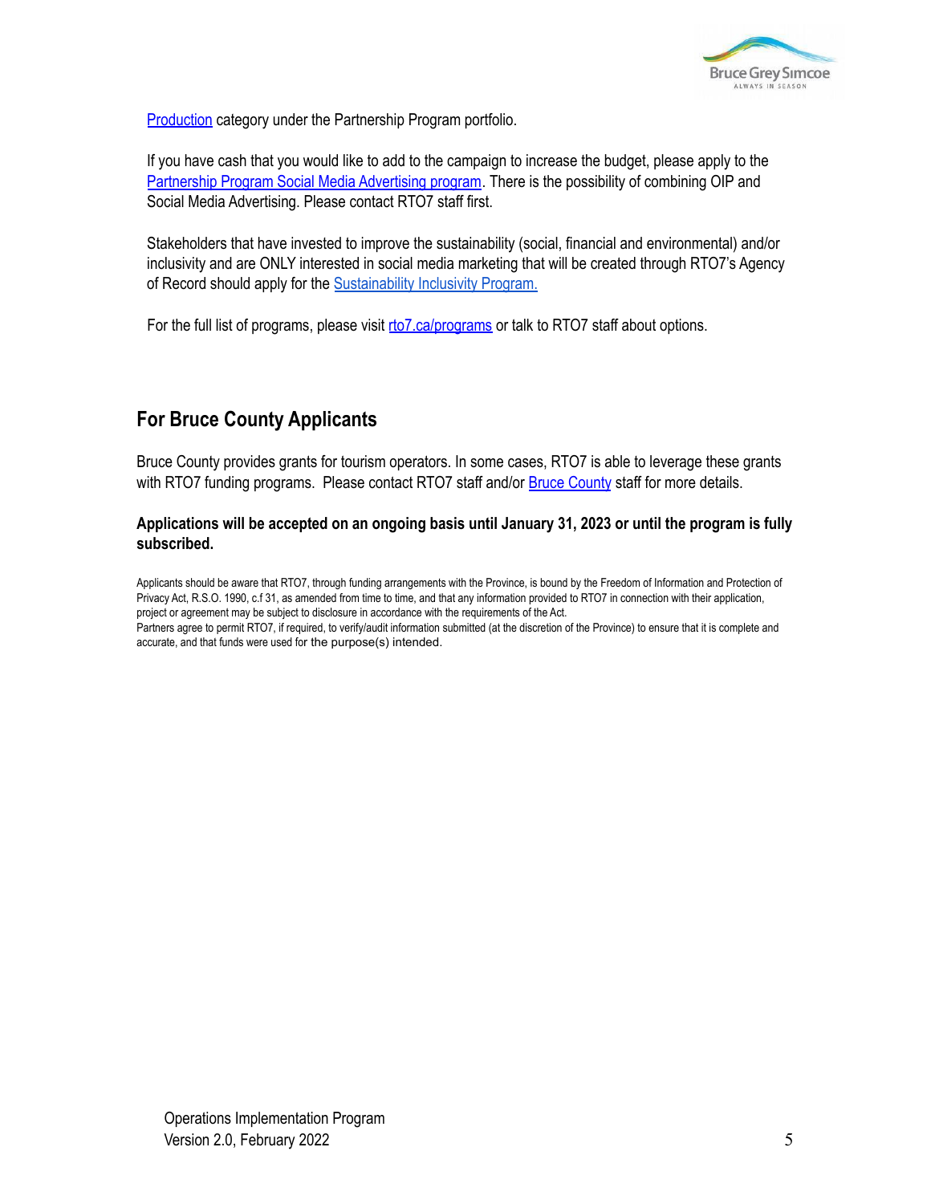Production category under the Partnership Program portfolio.

If you have cash that you would like to add to the campaign to increase the budget, please apply to the Partnership Program Social Media Advertising program. There is the possibility of combining OIP and Social Media Advertising. Please contact RTO7 staff first.

Stakeholders that have invested to improve the sustainability (social, financial and environmental) and/or inclusivity and are ONLY interested in social media marketing that will be created through RTO7's Agency of Record should apply for the Sustainability Inclusivity Program.

For the full list of programs, please visit rto7.ca/programs or talk to RTO7 staff about options.

## For Bruce County Applicants

Bruce County provides grants for tourism operators. In some cases, RTO7 is able to leverage these grants with RTO7 funding programs. Please contact RTO7 staff and/or Bruce County staff for more details.

**Applications will be accepted on an ongoing basis until January 31, 2023 or until the program is fully subscribed.**

Applicants should be aware that RTO7, through funding arrangements with the Province, is bound by the Freedom of Information and Protection of Privacy Act, R.S.O. 1990, c.f 31, as amended from time to time, and that any information provided to RTO7 in connection with their application, project or agreement may be subject to disclosure in accordance with the requirements of the Act.
Partners agree to permit RTO7, if required, to verify/audit information submitted (at the discretion of the Province) to ensure that it is complete and accurate, and that funds were used for the purpose(s) intended.